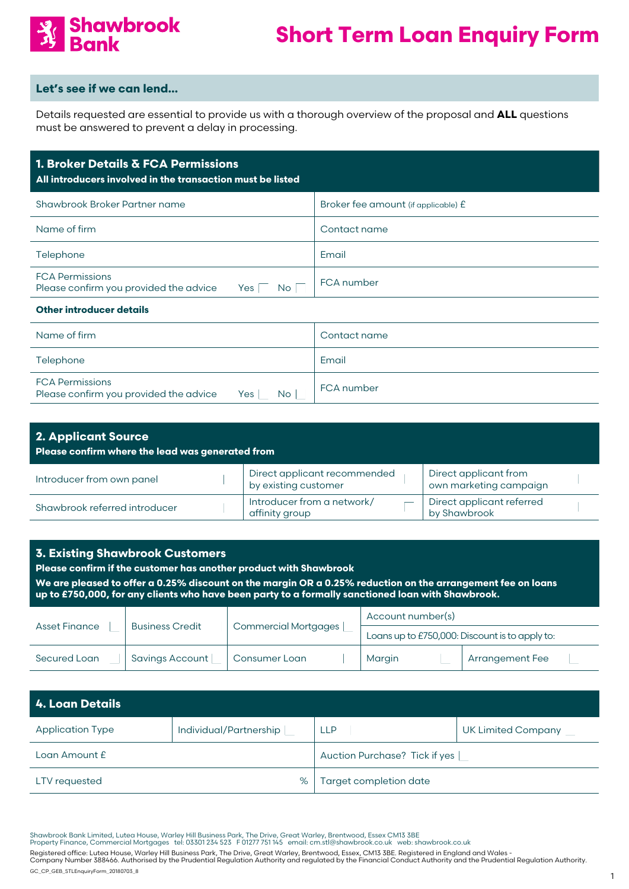# Shawbrook Bank

# Short Term Loan Enquiry Form

## Let's see if we can lend...

Details requested are essential to provide us with a thorough overview of the proposal and **ALL** questions must be answered to prevent a delay in processing.

## 1. Broker Details & FCA Permissions

**All introducers involved in the transaction must be listed**

| | |
|---|---|
| Shawbrook Broker Partner name | Broker fee amount (if applicable) £ |
| Name of firm | Contact name |
| Telephone | Email |
| FCA Permissions<br>Please confirm you provided the advice Yes ☐ No ☐ | FCA number |

**Other introducer details**

| | |
|---|---|
| Name of firm | Contact name |
| Telephone | Email |
| FCA Permissions<br>Please confirm you provided the advice Yes ☐ No ☐ | FCA number |

## 2. Applicant Source

**Please confirm where the lead was generated from**

| | | |
|---|---|---|
| Introducer from own panel ☐ | Direct applicant recommended by existing customer ☐ | Direct applicant from own marketing campaign ☐ |
| Shawbrook referred introducer ☐ | Introducer from a network/ affinity group ☐ | Direct applicant referred by Shawbrook ☐ |

## 3. Existing Shawbrook Customers

**Please confirm if the customer has another product with Shawbrook**

**We are pleased to offer a 0.25% discount on the margin OR a 0.25% reduction on the arrangement fee on loans up to £750,000, for any clients who have been party to a formally sanctioned loan with Shawbrook.**

| | | | | |
|---|---|---|---|---|
| Asset Finance ☐ | Business Credit | Commercial Mortgages ☐ | Account number(s) | |
| | | | Loans up to £750,000: Discount is to apply to: | |
| Secured Loan ☐ | Savings Account ☐ | Consumer Loan ☐ | Margin ☐ | Arrangement Fee ☐ |

## 4. Loan Details

| | | | |
|---|---|---|---|
| Application Type | Individual/Partnership ☐ | LLP ☐ | UK Limited Company ☐ |
| Loan Amount £ | | Auction Purchase? Tick if yes ☐ | |
| LTV requested | % | Target completion date | |

Shawbrook Bank Limited, Lutea House, Warley Hill Business Park, The Drive, Great Warley, Brentwood, Essex CM13 3BE
Property Finance, Commercial Mortgages tel: 03301 234 523 F 01277 751 145 email: cm.stl@shawbrook.co.uk web: shawbrook.co.uk

Registered office: Lutea House, Warley Hill Business Park, The Drive, Great Warley, Brentwood, Essex, CM13 3BE. Registered in England and Wales - Company Number 388466. Authorised by the Prudential Regulation Authority and regulated by the Financial Conduct Authority and the Prudential Regulation Authority.

GC_CP_GEB_STLEnquiryForm_20180703_8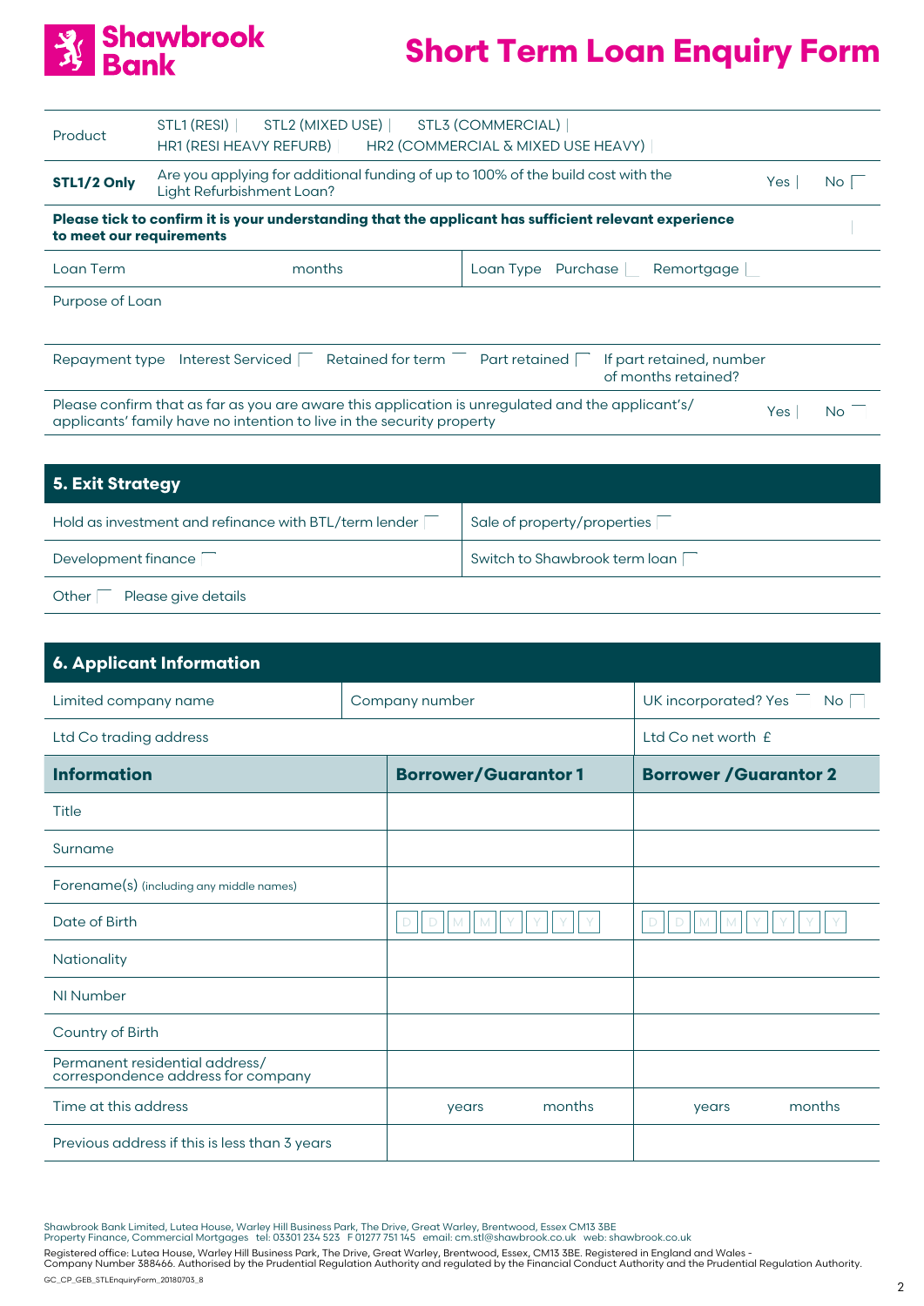# Short Term Loan Enquiry Form

| | | | |
|---|---|---|---|
| Product | STL1 (RESI) ☐ STL2 (MIXED USE) ☐ STL3 (COMMERCIAL) ☐ HR1 (RESI HEAVY REFURB) ☐ HR2 (COMMERCIAL & MIXED USE HEAVY) ☐ | | |
| **STL1/2 Only** | Are you applying for additional funding of up to 100% of the build cost with the Light Refurbishment Loan? | Yes ☐ | No ☐ |
| **Please tick to confirm it is your understanding that the applicant has sufficient relevant experience to meet our requirements** | | | ☐ |
| Loan Term months | | Loan Type Purchase ☐ Remortgage ☐ | |
| Purpose of Loan | | | |
| Repayment type Interest Serviced ☐ Retained for term ☐ Part retained ☐ | | If part retained, number of months retained? | |
| Please confirm that as far as you are aware this application is unregulated and the applicant's/ applicants' family have no intention to live in the security property | | Yes ☐ | No ☐ |

## 5. Exit Strategy

| | |
|---|---|
| Hold as investment and refinance with BTL/term lender ☐ | Sale of property/properties ☐ |
| Development finance ☐ | Switch to Shawbrook term loan ☐ |
| Other ☐ Please give details | |

## 6. Applicant Information

| | | |
|---|---|---|
| Limited company name | Company number | UK incorporated? Yes ☐ No ☐ |
| Ltd Co trading address | | Ltd Co net worth £ |

| **Information** | **Borrower/Guarantor 1** | **Borrower /Guarantor 2** |
|---|---|---|
| Title | | |
| Surname | | |
| Forename(s) (including any middle names) | | |
| Date of Birth | D D M M Y Y Y Y | D D M M Y Y Y Y |
| Nationality | | |
| NI Number | | |
| Country of Birth | | |
| Permanent residential address/ correspondence address for company | | |
| Time at this address | years months | years months |
| Previous address if this is less than 3 years | | |

Shawbrook Bank Limited, Lutea House, Warley Hill Business Park, The Drive, Great Warley, Brentwood, Essex CM13 3BE
Property Finance, Commercial Mortgages tel: 03301 234 523 F 01277 751 145 email: cm.stl@shawbrook.co.uk web: shawbrook.co.uk

Registered office: Lutea House, Warley Hill Business Park, The Drive, Great Warley, Brentwood, Essex, CM13 3BE. Registered in England and Wales - Company Number 388466. Authorised by the Prudential Regulation Authority and regulated by the Financial Conduct Authority and the Prudential Regulation Authority.

GC_CP_GEB_STLEnquiryForm_20180703_8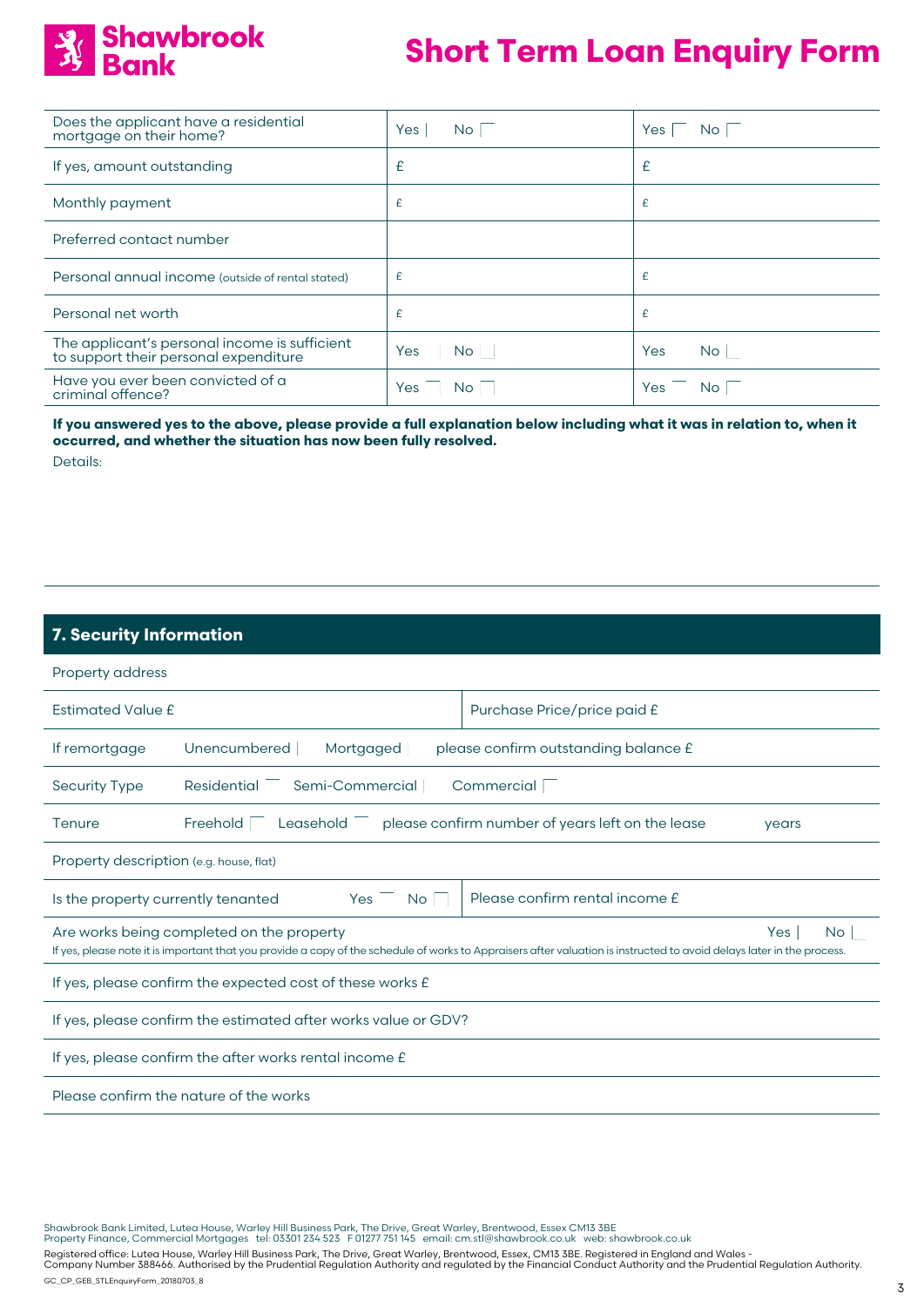# Shawbrook Bank

# Short Term Loan Enquiry Form

| | | |
|---|---|---|
| Does the applicant have a residential mortgage on their home? | Yes ☐ No ☐ | Yes ☐ No ☐ |
| If yes, amount outstanding | £ | £ |
| Monthly payment | £ | £ |
| Preferred contact number | | |
| Personal annual income (outside of rental stated) | £ | £ |
| Personal net worth | £ | £ |
| The applicant's personal income is sufficient to support their personal expenditure | Yes ☐ No ☐ | Yes ☐ No ☐ |
| Have you ever been convicted of a criminal offence? | Yes ☐ No ☐ | Yes ☐ No ☐ |

**If you answered yes to the above, please provide a full explanation below including what it was in relation to, when it occurred, and whether the situation has now been fully resolved.**

Details:

## 7. Security Information

Property address

| | |
|---|---|
| Estimated Value £ | Purchase Price/price paid £ |

If remortgage Unencumbered ☐ Mortgaged ☐ please confirm outstanding balance £

Security Type Residential ☐ Semi-Commercial ☐ Commercial ☐

Tenure Freehold ☐ Leasehold ☐ please confirm number of years left on the lease years

Property description (e.g. house, flat)

| | |
|---|---|
| Is the property currently tenanted Yes ☐ No ☐ | Please confirm rental income £ |

Are works being completed on the property Yes ☐ No ☐

If yes, please note it is important that you provide a copy of the schedule of works to Appraisers after valuation is instructed to avoid delays later in the process.

If yes, please confirm the expected cost of these works £

If yes, please confirm the estimated after works value or GDV?

If yes, please confirm the after works rental income £

Please confirm the nature of the works

Shawbrook Bank Limited, Lutea House, Warley Hill Business Park, The Drive, Great Warley, Brentwood, Essex CM13 3BE
Property Finance, Commercial Mortgages tel: 03301 234 523 F 01277 751 145 email: cm.stl@shawbrook.co.uk web: shawbrook.co.uk

Registered office: Lutea House, Warley Hill Business Park, The Drive, Great Warley, Brentwood, Essex, CM13 3BE. Registered in England and Wales - Company Number 388466. Authorised by the Prudential Regulation Authority and regulated by the Financial Conduct Authority and the Prudential Regulation Authority.

GC_CP_GEB_STLEnquiryForm_20180703_8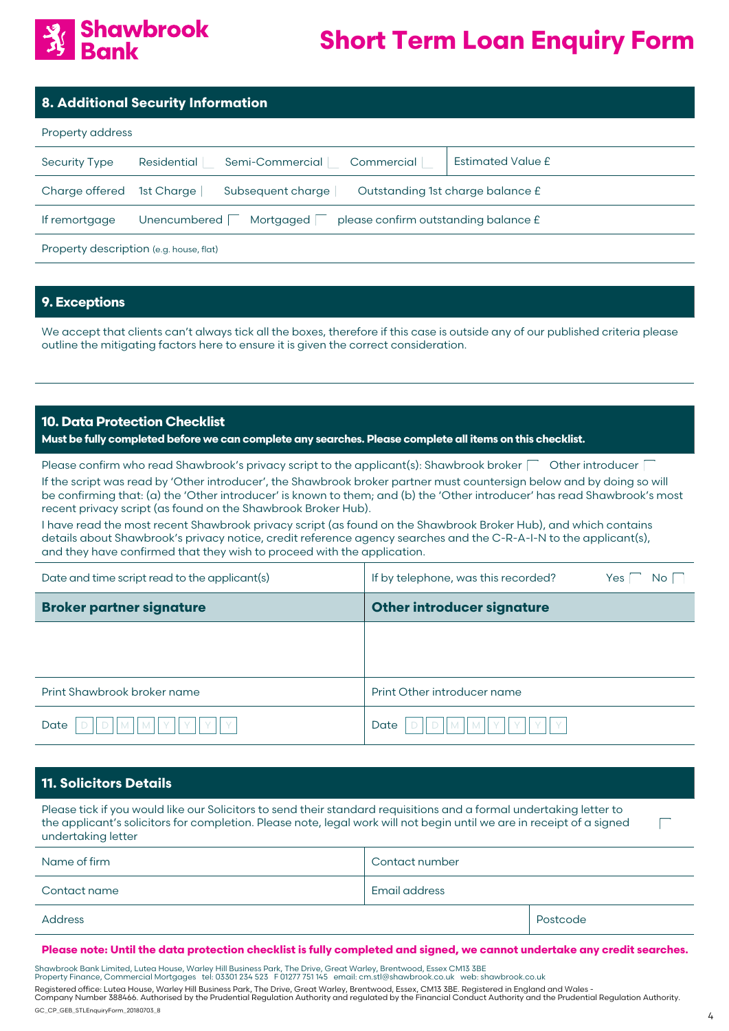# Short Term Loan Enquiry Form

## 8. Additional Security Information

| | |
|---|---|
| Property address | |
| Security Type: Residential ☐ Semi-Commercial ☐ Commercial ☐ | Estimated Value £ |
| Charge offered: 1st Charge ☐ Subsequent charge ☐ | Outstanding 1st charge balance £ |
| If remortgage: Unencumbered ☐ Mortgaged ☐ | please confirm outstanding balance £ |
| Property description (e.g. house, flat) | |

## 9. Exceptions

We accept that clients can't always tick all the boxes, therefore if this case is outside any of our published criteria please outline the mitigating factors here to ensure it is given the correct consideration.

## 10. Data Protection Checklist

**Must be fully completed before we can complete any searches. Please complete all items on this checklist.**

Please confirm who read Shawbrook's privacy script to the applicant(s): Shawbrook broker ☐ Other introducer ☐

If the script was read by 'Other introducer', the Shawbrook broker partner must countersign below and by doing so will be confirming that: (a) the 'Other introducer' is known to them; and (b) the 'Other introducer' has read Shawbrook's most recent privacy script (as found on the Shawbrook Broker Hub).

I have read the most recent Shawbrook privacy script (as found on the Shawbrook Broker Hub), and which contains details about Shawbrook's privacy notice, credit reference agency searches and the C-R-A-I-N to the applicant(s), and they have confirmed that they wish to proceed with the application.

| | |
|---|---|
| Date and time script read to the applicant(s) | If by telephone, was this recorded? Yes ☐ No ☐ |
| **Broker partner signature** | **Other introducer signature** |
| | |
| Print Shawbrook broker name | Print Other introducer name |
| Date D D M M Y Y Y Y | Date D D M M Y Y Y Y |

## 11. Solicitors Details

Please tick if you would like our Solicitors to send their standard requisitions and a formal undertaking letter to the applicant's solicitors for completion. Please note, legal work will not begin until we are in receipt of a signed undertaking letter ☐

| | | |
|---|---|---|
| Name of firm | Contact number | |
| Contact name | Email address | |
| Address | | Postcode |

**Please note: Until the data protection checklist is fully completed and signed, we cannot undertake any credit searches.**

Shawbrook Bank Limited, Lutea House, Warley Hill Business Park, The Drive, Great Warley, Brentwood, Essex CM13 3BE
Property Finance, Commercial Mortgages tel: 03301 234 523 F 01277 751 145 email: cm.stl@shawbrook.co.uk web: shawbrook.co.uk

Registered office: Lutea House, Warley Hill Business Park, The Drive, Great Warley, Brentwood, Essex, CM13 3BE. Registered in England and Wales - Company Number 388466. Authorised by the Prudential Regulation Authority and regulated by the Financial Conduct Authority and the Prudential Regulation Authority.

GC_CP_GEB_STLEnquiryForm_20180703_8